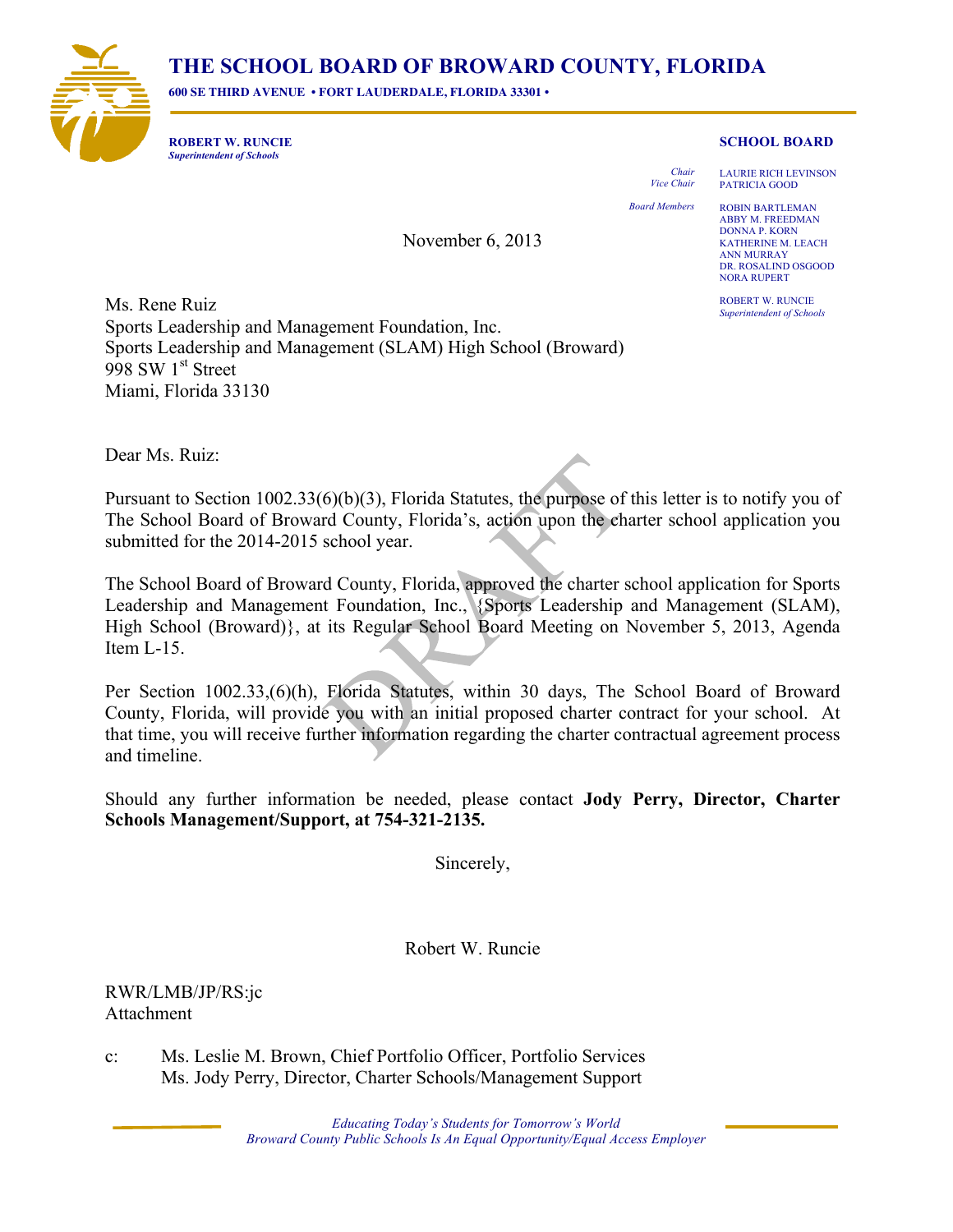# THE SCHOOL BOARD OF BROWARD COUNTY, FLORIDA

**600 SE THIRD AVENUE • FORT LAUDERDALE, FLORIDA 33301 •**

**ROBERT W. RUNCIE**
*Superintendent of Schools*

**SCHOOL BOARD**

*Chair* LAURIE RICH LEVINSON
*Vice Chair* PATRICIA GOOD

*Board Members* ROBIN BARTLEMAN
ABBY M. FREEDMAN
DONNA P. KORN
KATHERINE M. LEACH
ANN MURRAY
DR. ROSALIND OSGOOD
NORA RUPERT

ROBERT W. RUNCIE
*Superintendent of Schools*

November 6, 2013

Ms. Rene Ruiz
Sports Leadership and Management Foundation, Inc.
Sports Leadership and Management (SLAM) High School (Broward)
998 SW 1st Street
Miami, Florida 33130

Dear Ms. Ruiz:

Pursuant to Section 1002.33(6)(b)(3), Florida Statutes, the purpose of this letter is to notify you of The School Board of Broward County, Florida's, action upon the charter school application you submitted for the 2014-2015 school year.

The School Board of Broward County, Florida, approved the charter school application for Sports Leadership and Management Foundation, Inc., {Sports Leadership and Management (SLAM), High School (Broward)}, at its Regular School Board Meeting on November 5, 2013, Agenda Item L-15.

Per Section 1002.33,(6)(h), Florida Statutes, within 30 days, The School Board of Broward County, Florida, will provide you with an initial proposed charter contract for your school. At that time, you will receive further information regarding the charter contractual agreement process and timeline.

Should any further information be needed, please contact **Jody Perry, Director, Charter Schools Management/Support, at 754-321-2135.**

Sincerely,

Robert W. Runcie

RWR/LMB/JP/RS:jc
Attachment

c: Ms. Leslie M. Brown, Chief Portfolio Officer, Portfolio Services
Ms. Jody Perry, Director, Charter Schools/Management Support

*Educating Today's Students for Tomorrow's World*
*Broward County Public Schools Is An Equal Opportunity/Equal Access Employer*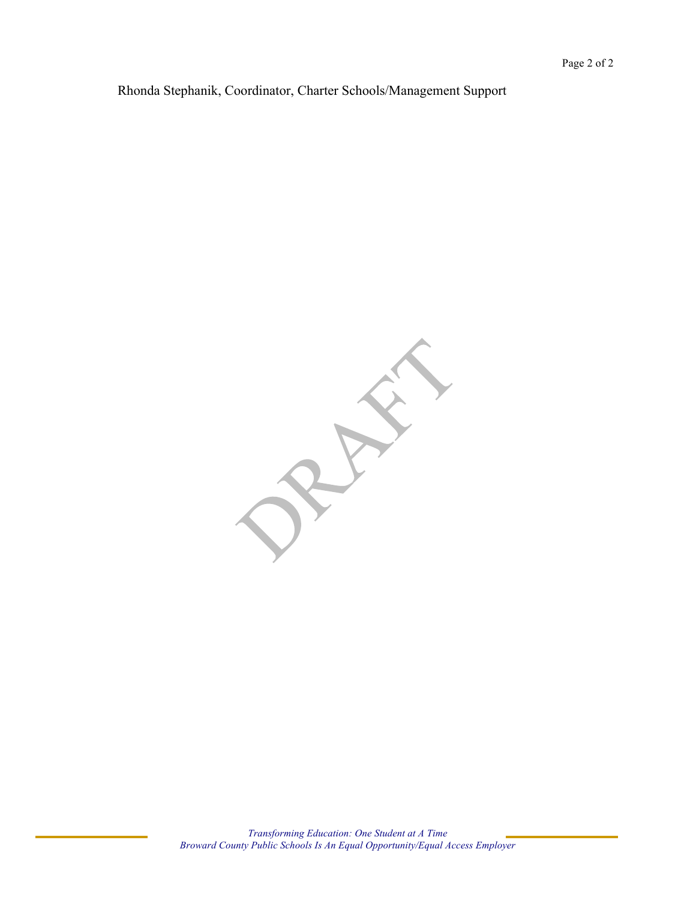Rhonda Stephanik, Coordinator, Charter Schools/Management Support

DRAFT